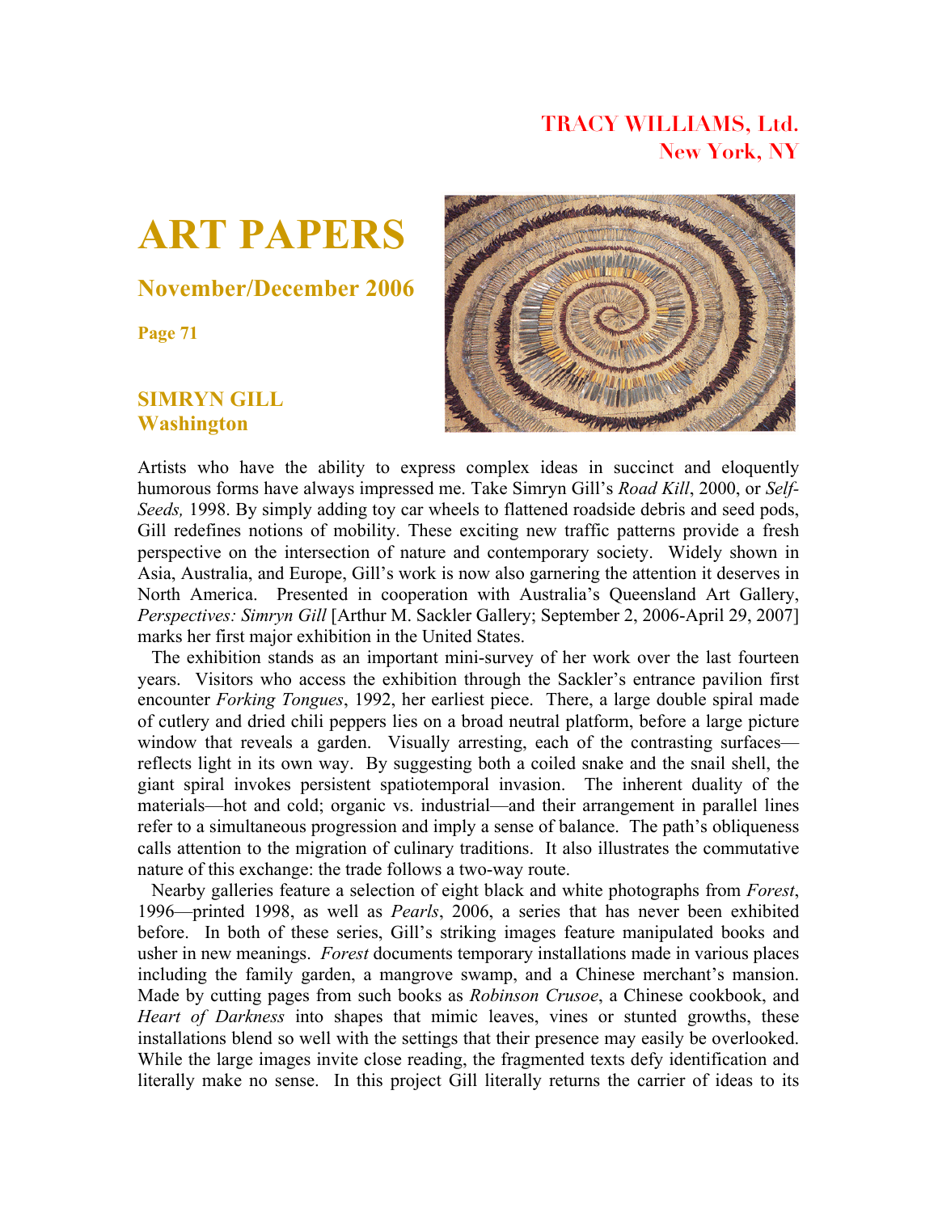TRACY WILLIAMS, Ltd.
New York, NY

# ART PAPERS

## November/December 2006

**Page 71**

### SIMRYN GILL
### Washington

Artists who have the ability to express complex ideas in succinct and eloquently humorous forms have always impressed me. Take Simryn Gill's *Road Kill*, 2000, or *Self-Seeds,* 1998. By simply adding toy car wheels to flattened roadside debris and seed pods, Gill redefines notions of mobility. These exciting new traffic patterns provide a fresh perspective on the intersection of nature and contemporary society. Widely shown in Asia, Australia, and Europe, Gill's work is now also garnering the attention it deserves in North America. Presented in cooperation with Australia's Queensland Art Gallery, *Perspectives: Simryn Gill* [Arthur M. Sackler Gallery; September 2, 2006-April 29, 2007] marks her first major exhibition in the United States.

The exhibition stands as an important mini-survey of her work over the last fourteen years. Visitors who access the exhibition through the Sackler's entrance pavilion first encounter *Forking Tongues*, 1992, her earliest piece. There, a large double spiral made of cutlery and dried chili peppers lies on a broad neutral platform, before a large picture window that reveals a garden. Visually arresting, each of the contrasting surfaces—reflects light in its own way. By suggesting both a coiled snake and the snail shell, the giant spiral invokes persistent spatiotemporal invasion. The inherent duality of the materials—hot and cold; organic vs. industrial—and their arrangement in parallel lines refer to a simultaneous progression and imply a sense of balance. The path's obliqueness calls attention to the migration of culinary traditions. It also illustrates the commutative nature of this exchange: the trade follows a two-way route.

Nearby galleries feature a selection of eight black and white photographs from *Forest*, 1996—printed 1998, as well as *Pearls*, 2006, a series that has never been exhibited before. In both of these series, Gill's striking images feature manipulated books and usher in new meanings. *Forest* documents temporary installations made in various places including the family garden, a mangrove swamp, and a Chinese merchant's mansion. Made by cutting pages from such books as *Robinson Crusoe*, a Chinese cookbook, and *Heart of Darkness* into shapes that mimic leaves, vines or stunted growths, these installations blend so well with the settings that their presence may easily be overlooked. While the large images invite close reading, the fragmented texts defy identification and literally make no sense. In this project Gill literally returns the carrier of ideas to its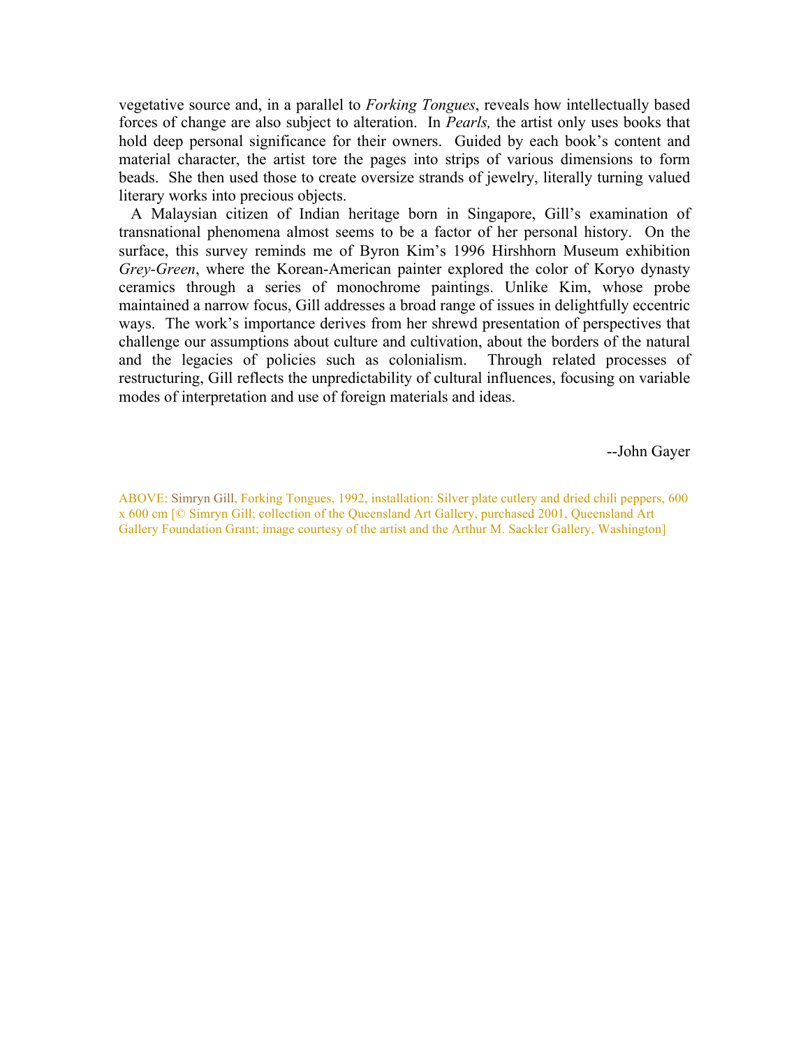vegetative source and, in a parallel to *Forking Tongues*, reveals how intellectually based forces of change are also subject to alteration. In *Pearls,* the artist only uses books that hold deep personal significance for their owners. Guided by each book's content and material character, the artist tore the pages into strips of various dimensions to form beads. She then used those to create oversize strands of jewelry, literally turning valued literary works into precious objects.

A Malaysian citizen of Indian heritage born in Singapore, Gill's examination of transnational phenomena almost seems to be a factor of her personal history. On the surface, this survey reminds me of Byron Kim's 1996 Hirshhorn Museum exhibition *Grey-Green*, where the Korean-American painter explored the color of Koryo dynasty ceramics through a series of monochrome paintings. Unlike Kim, whose probe maintained a narrow focus, Gill addresses a broad range of issues in delightfully eccentric ways. The work's importance derives from her shrewd presentation of perspectives that challenge our assumptions about culture and cultivation, about the borders of the natural and the legacies of policies such as colonialism. Through related processes of restructuring, Gill reflects the unpredictability of cultural influences, focusing on variable modes of interpretation and use of foreign materials and ideas.

--John Gayer

ABOVE: Simryn Gill, Forking Tongues, 1992, installation: Silver plate cutlery and dried chili peppers, 600 x 600 cm [© Simryn Gill; collection of the Queensland Art Gallery, purchased 2001, Queensland Art Gallery Foundation Grant; image courtesy of the artist and the Arthur M. Sackler Gallery, Washington]